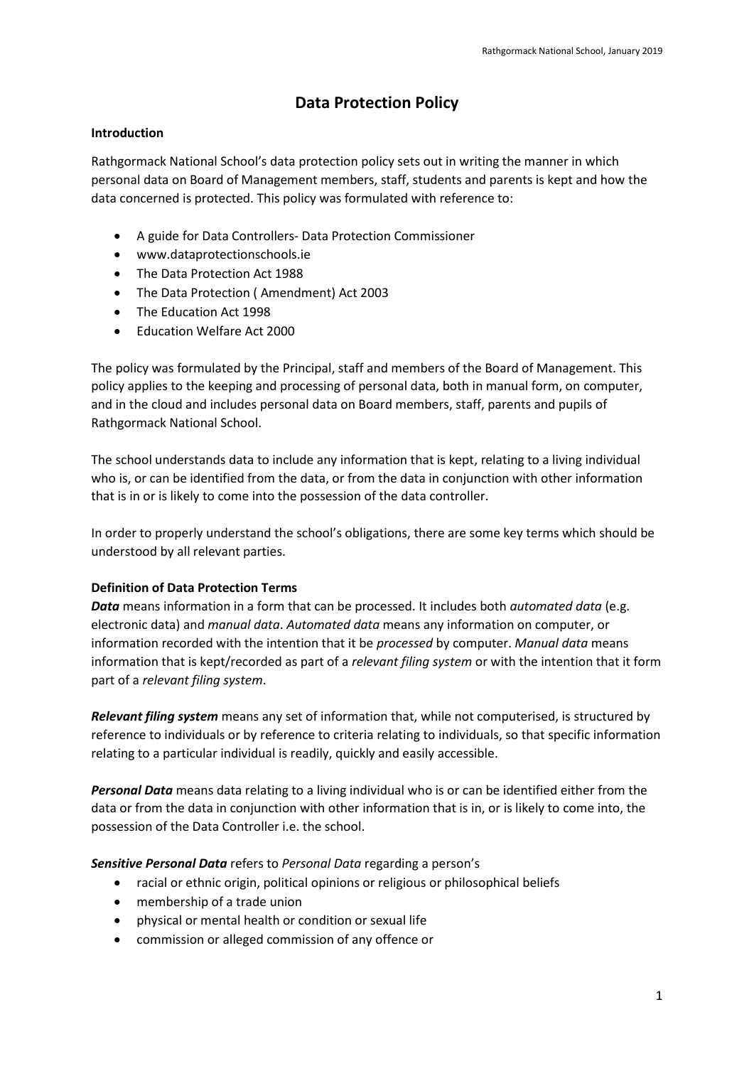# Data Protection Policy

**Introduction**

Rathgormack National School's data protection policy sets out in writing the manner in which personal data on Board of Management members, staff, students and parents is kept and how the data concerned is protected. This policy was formulated with reference to:

- A guide for Data Controllers- Data Protection Commissioner
- www.dataprotectionschools.ie
- The Data Protection Act 1988
- The Data Protection ( Amendment) Act 2003
- The Education Act 1998
- Education Welfare Act 2000

The policy was formulated by the Principal, staff and members of the Board of Management. This policy applies to the keeping and processing of personal data, both in manual form, on computer, and in the cloud and includes personal data on Board members, staff, parents and pupils of Rathgormack National School.

The school understands data to include any information that is kept, relating to a living individual who is, or can be identified from the data, or from the data in conjunction with other information that is in or is likely to come into the possession of the data controller.

In order to properly understand the school's obligations, there are some key terms which should be understood by all relevant parties.

**Definition of Data Protection Terms**

***Data*** means information in a form that can be processed. It includes both *automated data* (e.g. electronic data) and *manual data*. *Automated data* means any information on computer, or information recorded with the intention that it be *processed* by computer. *Manual data* means information that is kept/recorded as part of a *relevant filing system* or with the intention that it form part of a *relevant filing system*.

***Relevant filing system*** means any set of information that, while not computerised, is structured by reference to individuals or by reference to criteria relating to individuals, so that specific information relating to a particular individual is readily, quickly and easily accessible.

***Personal Data*** means data relating to a living individual who is or can be identified either from the data or from the data in conjunction with other information that is in, or is likely to come into, the possession of the Data Controller i.e. the school.

***Sensitive Personal Data*** refers to *Personal Data* regarding a person's

- racial or ethnic origin, political opinions or religious or philosophical beliefs
- membership of a trade union
- physical or mental health or condition or sexual life
- commission or alleged commission of any offence or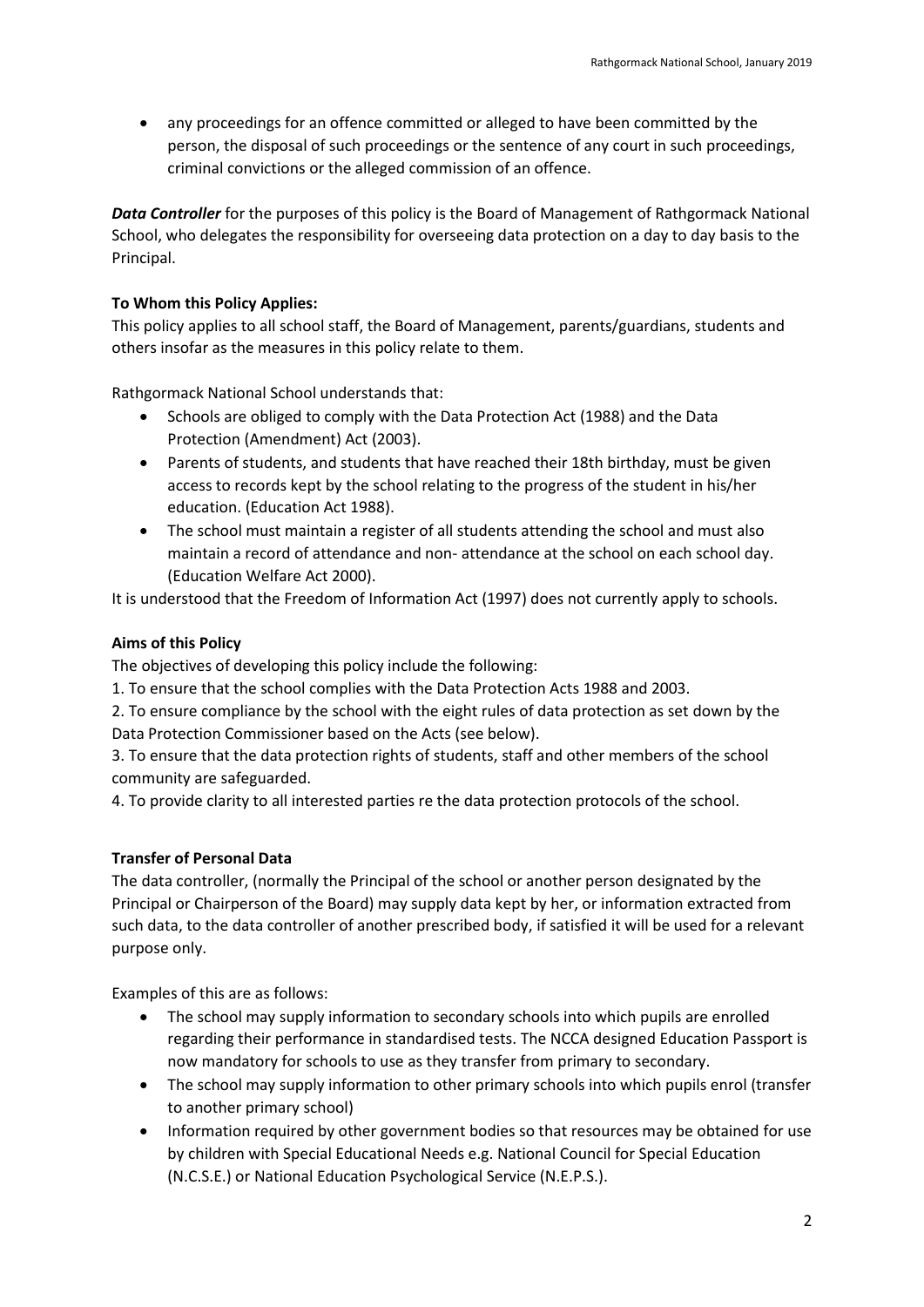- any proceedings for an offence committed or alleged to have been committed by the person, the disposal of such proceedings or the sentence of any court in such proceedings, criminal convictions or the alleged commission of an offence.

***Data Controller*** for the purposes of this policy is the Board of Management of Rathgormack National School, who delegates the responsibility for overseeing data protection on a day to day basis to the Principal.

**To Whom this Policy Applies:**

This policy applies to all school staff, the Board of Management, parents/guardians, students and others insofar as the measures in this policy relate to them.

Rathgormack National School understands that:

- Schools are obliged to comply with the Data Protection Act (1988) and the Data Protection (Amendment) Act (2003).
- Parents of students, and students that have reached their 18th birthday, must be given access to records kept by the school relating to the progress of the student in his/her education. (Education Act 1988).
- The school must maintain a register of all students attending the school and must also maintain a record of attendance and non- attendance at the school on each school day. (Education Welfare Act 2000).

It is understood that the Freedom of Information Act (1997) does not currently apply to schools.

**Aims of this Policy**

The objectives of developing this policy include the following:

1. To ensure that the school complies with the Data Protection Acts 1988 and 2003.
2. To ensure compliance by the school with the eight rules of data protection as set down by the Data Protection Commissioner based on the Acts (see below).
3. To ensure that the data protection rights of students, staff and other members of the school community are safeguarded.
4. To provide clarity to all interested parties re the data protection protocols of the school.

**Transfer of Personal Data**

The data controller, (normally the Principal of the school or another person designated by the Principal or Chairperson of the Board) may supply data kept by her, or information extracted from such data, to the data controller of another prescribed body, if satisfied it will be used for a relevant purpose only.

Examples of this are as follows:

- The school may supply information to secondary schools into which pupils are enrolled regarding their performance in standardised tests. The NCCA designed Education Passport is now mandatory for schools to use as they transfer from primary to secondary.
- The school may supply information to other primary schools into which pupils enrol (transfer to another primary school)
- Information required by other government bodies so that resources may be obtained for use by children with Special Educational Needs e.g. National Council for Special Education (N.C.S.E.) or National Education Psychological Service (N.E.P.S.).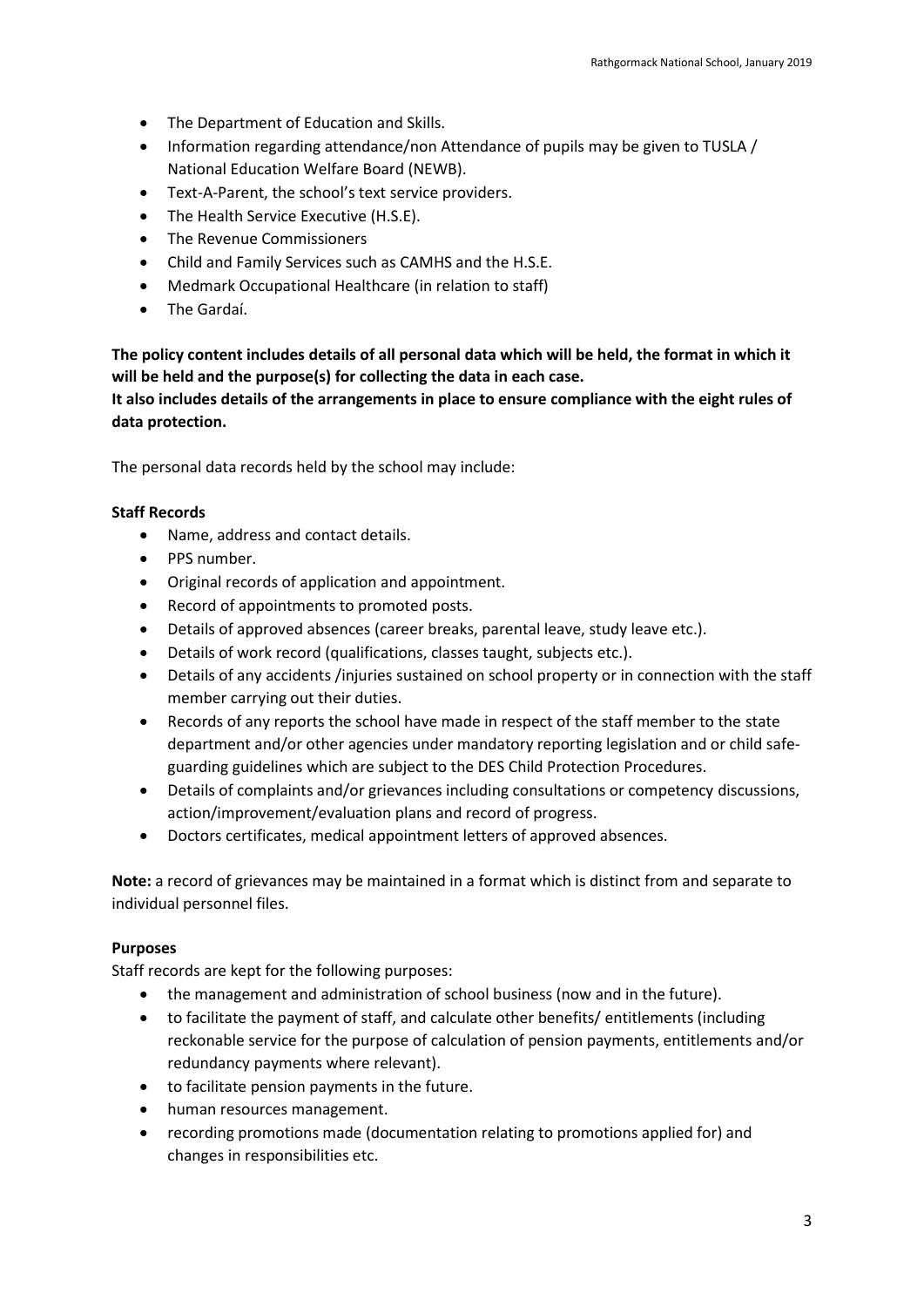- The Department of Education and Skills.
- Information regarding attendance/non Attendance of pupils may be given to TUSLA / National Education Welfare Board (NEWB).
- Text-A-Parent, the school's text service providers.
- The Health Service Executive (H.S.E).
- The Revenue Commissioners
- Child and Family Services such as CAMHS and the H.S.E.
- Medmark Occupational Healthcare (in relation to staff)
- The Gardaí.

**The policy content includes details of all personal data which will be held, the format in which it will be held and the purpose(s) for collecting the data in each case.**
**It also includes details of the arrangements in place to ensure compliance with the eight rules of data protection.**

The personal data records held by the school may include:

**Staff Records**

- Name, address and contact details.
- PPS number.
- Original records of application and appointment.
- Record of appointments to promoted posts.
- Details of approved absences (career breaks, parental leave, study leave etc.).
- Details of work record (qualifications, classes taught, subjects etc.).
- Details of any accidents /injuries sustained on school property or in connection with the staff member carrying out their duties.
- Records of any reports the school have made in respect of the staff member to the state department and/or other agencies under mandatory reporting legislation and or child safe-guarding guidelines which are subject to the DES Child Protection Procedures.
- Details of complaints and/or grievances including consultations or competency discussions, action/improvement/evaluation plans and record of progress.
- Doctors certificates, medical appointment letters of approved absences.

**Note:** a record of grievances may be maintained in a format which is distinct from and separate to individual personnel files.

**Purposes**

Staff records are kept for the following purposes:

- the management and administration of school business (now and in the future).
- to facilitate the payment of staff, and calculate other benefits/ entitlements (including reckonable service for the purpose of calculation of pension payments, entitlements and/or redundancy payments where relevant).
- to facilitate pension payments in the future.
- human resources management.
- recording promotions made (documentation relating to promotions applied for) and changes in responsibilities etc.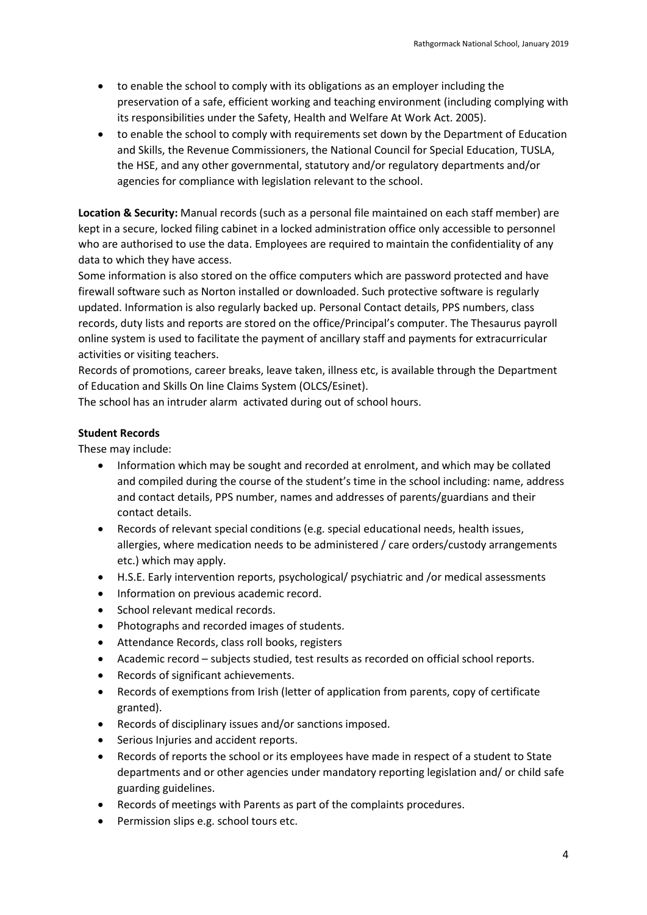- to enable the school to comply with its obligations as an employer including the preservation of a safe, efficient working and teaching environment (including complying with its responsibilities under the Safety, Health and Welfare At Work Act. 2005).
- to enable the school to comply with requirements set down by the Department of Education and Skills, the Revenue Commissioners, the National Council for Special Education, TUSLA, the HSE, and any other governmental, statutory and/or regulatory departments and/or agencies for compliance with legislation relevant to the school.

**Location & Security:** Manual records (such as a personal file maintained on each staff member) are kept in a secure, locked filing cabinet in a locked administration office only accessible to personnel who are authorised to use the data. Employees are required to maintain the confidentiality of any data to which they have access.

Some information is also stored on the office computers which are password protected and have firewall software such as Norton installed or downloaded. Such protective software is regularly updated. Information is also regularly backed up. Personal Contact details, PPS numbers, class records, duty lists and reports are stored on the office/Principal's computer. The Thesaurus payroll online system is used to facilitate the payment of ancillary staff and payments for extracurricular activities or visiting teachers.

Records of promotions, career breaks, leave taken, illness etc, is available through the Department of Education and Skills On line Claims System (OLCS/Esinet).

The school has an intruder alarm activated during out of school hours.

**Student Records**

These may include:

- Information which may be sought and recorded at enrolment, and which may be collated and compiled during the course of the student's time in the school including: name, address and contact details, PPS number, names and addresses of parents/guardians and their contact details.
- Records of relevant special conditions (e.g. special educational needs, health issues, allergies, where medication needs to be administered / care orders/custody arrangements etc.) which may apply.
- H.S.E. Early intervention reports, psychological/ psychiatric and /or medical assessments
- Information on previous academic record.
- School relevant medical records.
- Photographs and recorded images of students.
- Attendance Records, class roll books, registers
- Academic record – subjects studied, test results as recorded on official school reports.
- Records of significant achievements.
- Records of exemptions from Irish (letter of application from parents, copy of certificate granted).
- Records of disciplinary issues and/or sanctions imposed.
- Serious Injuries and accident reports.
- Records of reports the school or its employees have made in respect of a student to State departments and or other agencies under mandatory reporting legislation and/ or child safe guarding guidelines.
- Records of meetings with Parents as part of the complaints procedures.
- Permission slips e.g. school tours etc.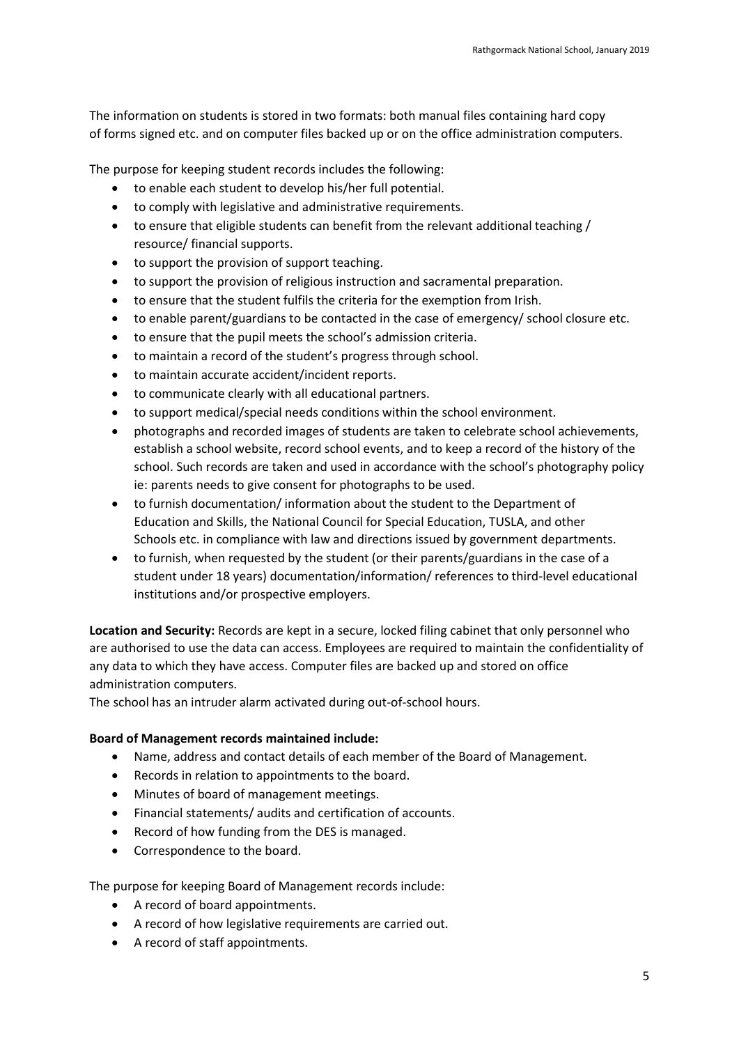The information on students is stored in two formats: both manual files containing hard copy of forms signed etc. and on computer files backed up or on the office administration computers.

The purpose for keeping student records includes the following:

- to enable each student to develop his/her full potential.
- to comply with legislative and administrative requirements.
- to ensure that eligible students can benefit from the relevant additional teaching / resource/ financial supports.
- to support the provision of support teaching.
- to support the provision of religious instruction and sacramental preparation.
- to ensure that the student fulfils the criteria for the exemption from Irish.
- to enable parent/guardians to be contacted in the case of emergency/ school closure etc.
- to ensure that the pupil meets the school's admission criteria.
- to maintain a record of the student's progress through school.
- to maintain accurate accident/incident reports.
- to communicate clearly with all educational partners.
- to support medical/special needs conditions within the school environment.
- photographs and recorded images of students are taken to celebrate school achievements, establish a school website, record school events, and to keep a record of the history of the school. Such records are taken and used in accordance with the school's photography policy ie: parents needs to give consent for photographs to be used.
- to furnish documentation/ information about the student to the Department of Education and Skills, the National Council for Special Education, TUSLA, and other Schools etc. in compliance with law and directions issued by government departments.
- to furnish, when requested by the student (or their parents/guardians in the case of a student under 18 years) documentation/information/ references to third-level educational institutions and/or prospective employers.

**Location and Security:** Records are kept in a secure, locked filing cabinet that only personnel who are authorised to use the data can access. Employees are required to maintain the confidentiality of any data to which they have access. Computer files are backed up and stored on office administration computers.
The school has an intruder alarm activated during out-of-school hours.

**Board of Management records maintained include:**

- Name, address and contact details of each member of the Board of Management.
- Records in relation to appointments to the board.
- Minutes of board of management meetings.
- Financial statements/ audits and certification of accounts.
- Record of how funding from the DES is managed.
- Correspondence to the board.

The purpose for keeping Board of Management records include:

- A record of board appointments.
- A record of how legislative requirements are carried out.
- A record of staff appointments.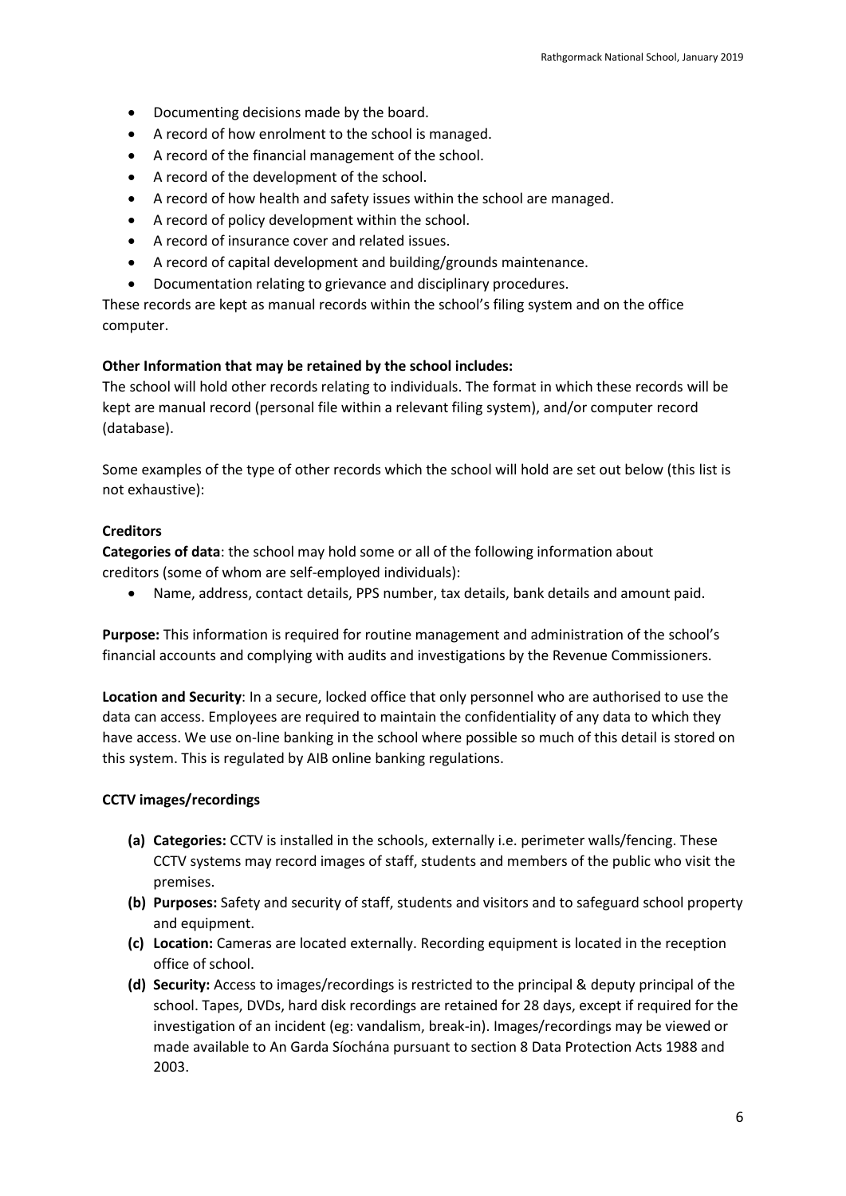- Documenting decisions made by the board.
- A record of how enrolment to the school is managed.
- A record of the financial management of the school.
- A record of the development of the school.
- A record of how health and safety issues within the school are managed.
- A record of policy development within the school.
- A record of insurance cover and related issues.
- A record of capital development and building/grounds maintenance.
- Documentation relating to grievance and disciplinary procedures.

These records are kept as manual records within the school's filing system and on the office computer.

**Other Information that may be retained by the school includes:**

The school will hold other records relating to individuals. The format in which these records will be kept are manual record (personal file within a relevant filing system), and/or computer record (database).

Some examples of the type of other records which the school will hold are set out below (this list is not exhaustive):

**Creditors**

**Categories of data**: the school may hold some or all of the following information about creditors (some of whom are self-employed individuals):

- Name, address, contact details, PPS number, tax details, bank details and amount paid.

**Purpose:** This information is required for routine management and administration of the school's financial accounts and complying with audits and investigations by the Revenue Commissioners.

**Location and Security**: In a secure, locked office that only personnel who are authorised to use the data can access. Employees are required to maintain the confidentiality of any data to which they have access. We use on-line banking in the school where possible so much of this detail is stored on this system. This is regulated by AIB online banking regulations.

**CCTV images/recordings**

**(a) Categories:** CCTV is installed in the schools, externally i.e. perimeter walls/fencing. These CCTV systems may record images of staff, students and members of the public who visit the premises.

**(b) Purposes:** Safety and security of staff, students and visitors and to safeguard school property and equipment.

**(c) Location:** Cameras are located externally. Recording equipment is located in the reception office of school.

**(d) Security:** Access to images/recordings is restricted to the principal & deputy principal of the school. Tapes, DVDs, hard disk recordings are retained for 28 days, except if required for the investigation of an incident (eg: vandalism, break-in). Images/recordings may be viewed or made available to An Garda Síochána pursuant to section 8 Data Protection Acts 1988 and 2003.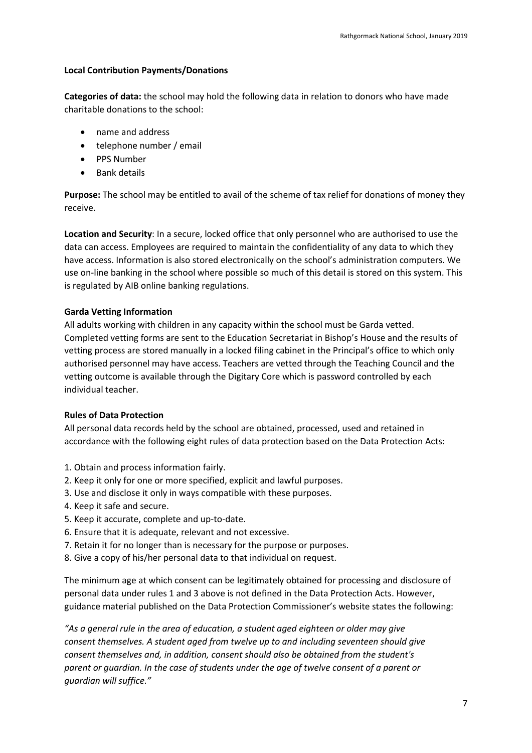**Local Contribution Payments/Donations**

**Categories of data:** the school may hold the following data in relation to donors who have made charitable donations to the school:

- name and address
- telephone number / email
- PPS Number
- Bank details

**Purpose:** The school may be entitled to avail of the scheme of tax relief for donations of money they receive.

**Location and Security**: In a secure, locked office that only personnel who are authorised to use the data can access. Employees are required to maintain the confidentiality of any data to which they have access. Information is also stored electronically on the school's administration computers. We use on-line banking in the school where possible so much of this detail is stored on this system. This is regulated by AIB online banking regulations.

**Garda Vetting Information**

All adults working with children in any capacity within the school must be Garda vetted. Completed vetting forms are sent to the Education Secretariat in Bishop's House and the results of vetting process are stored manually in a locked filing cabinet in the Principal's office to which only authorised personnel may have access. Teachers are vetted through the Teaching Council and the vetting outcome is available through the Digitary Core which is password controlled by each individual teacher.

**Rules of Data Protection**

All personal data records held by the school are obtained, processed, used and retained in accordance with the following eight rules of data protection based on the Data Protection Acts:

1. Obtain and process information fairly.
2. Keep it only for one or more specified, explicit and lawful purposes.
3. Use and disclose it only in ways compatible with these purposes.
4. Keep it safe and secure.
5. Keep it accurate, complete and up-to-date.
6. Ensure that it is adequate, relevant and not excessive.
7. Retain it for no longer than is necessary for the purpose or purposes.
8. Give a copy of his/her personal data to that individual on request.

The minimum age at which consent can be legitimately obtained for processing and disclosure of personal data under rules 1 and 3 above is not defined in the Data Protection Acts. However, guidance material published on the Data Protection Commissioner's website states the following:

*"As a general rule in the area of education, a student aged eighteen or older may give consent themselves. A student aged from twelve up to and including seventeen should give consent themselves and, in addition, consent should also be obtained from the student's parent or guardian. In the case of students under the age of twelve consent of a parent or guardian will suffice."*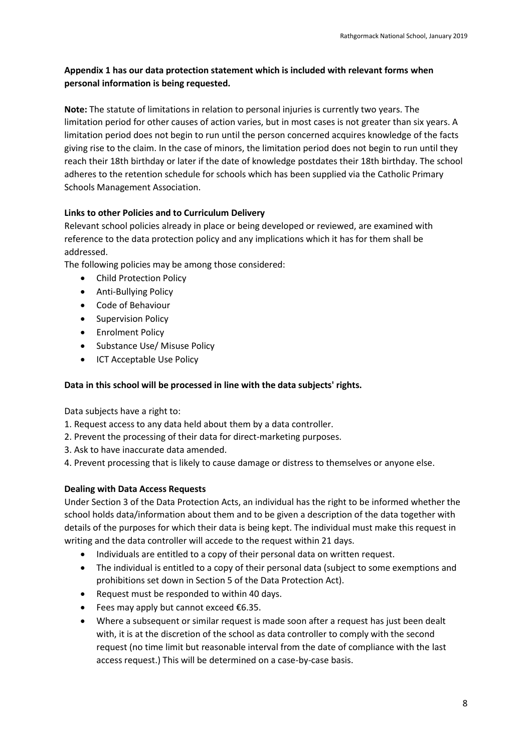**Appendix 1 has our data protection statement which is included with relevant forms when personal information is being requested.**

**Note:** The statute of limitations in relation to personal injuries is currently two years. The limitation period for other causes of action varies, but in most cases is not greater than six years. A limitation period does not begin to run until the person concerned acquires knowledge of the facts giving rise to the claim. In the case of minors, the limitation period does not begin to run until they reach their 18th birthday or later if the date of knowledge postdates their 18th birthday. The school adheres to the retention schedule for schools which has been supplied via the Catholic Primary Schools Management Association.

**Links to other Policies and to Curriculum Delivery**

Relevant school policies already in place or being developed or reviewed, are examined with reference to the data protection policy and any implications which it has for them shall be addressed.

The following policies may be among those considered:

- Child Protection Policy
- Anti-Bullying Policy
- Code of Behaviour
- Supervision Policy
- Enrolment Policy
- Substance Use/ Misuse Policy
- ICT Acceptable Use Policy

**Data in this school will be processed in line with the data subjects' rights.**

Data subjects have a right to:

1. Request access to any data held about them by a data controller.
2. Prevent the processing of their data for direct-marketing purposes.
3. Ask to have inaccurate data amended.
4. Prevent processing that is likely to cause damage or distress to themselves or anyone else.

**Dealing with Data Access Requests**

Under Section 3 of the Data Protection Acts, an individual has the right to be informed whether the school holds data/information about them and to be given a description of the data together with details of the purposes for which their data is being kept. The individual must make this request in writing and the data controller will accede to the request within 21 days.

- Individuals are entitled to a copy of their personal data on written request.
- The individual is entitled to a copy of their personal data (subject to some exemptions and prohibitions set down in Section 5 of the Data Protection Act).
- Request must be responded to within 40 days.
- Fees may apply but cannot exceed €6.35.
- Where a subsequent or similar request is made soon after a request has just been dealt with, it is at the discretion of the school as data controller to comply with the second request (no time limit but reasonable interval from the date of compliance with the last access request.) This will be determined on a case-by-case basis.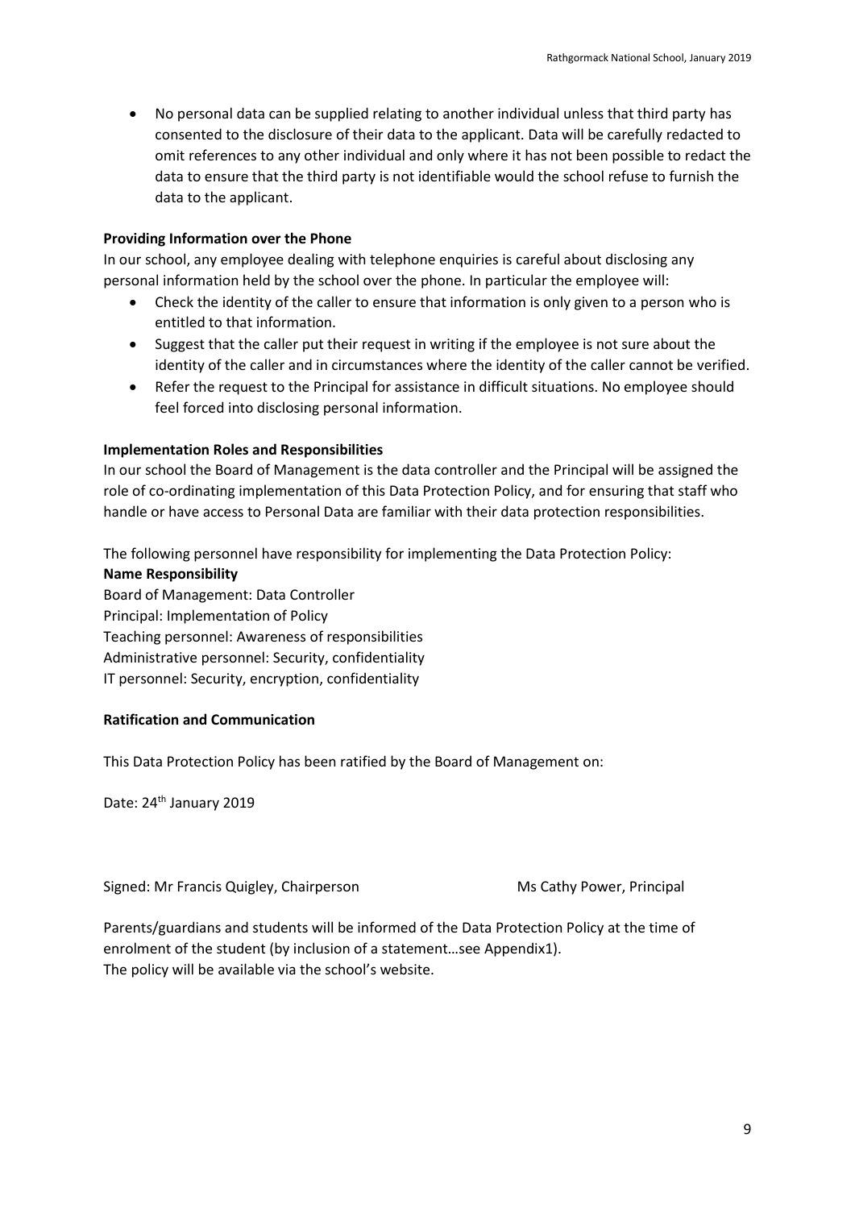- No personal data can be supplied relating to another individual unless that third party has consented to the disclosure of their data to the applicant. Data will be carefully redacted to omit references to any other individual and only where it has not been possible to redact the data to ensure that the third party is not identifiable would the school refuse to furnish the data to the applicant.

**Providing Information over the Phone**

In our school, any employee dealing with telephone enquiries is careful about disclosing any personal information held by the school over the phone. In particular the employee will:

- Check the identity of the caller to ensure that information is only given to a person who is entitled to that information.
- Suggest that the caller put their request in writing if the employee is not sure about the identity of the caller and in circumstances where the identity of the caller cannot be verified.
- Refer the request to the Principal for assistance in difficult situations. No employee should feel forced into disclosing personal information.

**Implementation Roles and Responsibilities**

In our school the Board of Management is the data controller and the Principal will be assigned the role of co-ordinating implementation of this Data Protection Policy, and for ensuring that staff who handle or have access to Personal Data are familiar with their data protection responsibilities.

The following personnel have responsibility for implementing the Data Protection Policy:

**Name Responsibility**

Board of Management: Data Controller
Principal: Implementation of Policy
Teaching personnel: Awareness of responsibilities
Administrative personnel: Security, confidentiality
IT personnel: Security, encryption, confidentiality

**Ratification and Communication**

This Data Protection Policy has been ratified by the Board of Management on:

Date: 24th January 2019

Signed: Mr Francis Quigley, Chairperson Ms Cathy Power, Principal

Parents/guardians and students will be informed of the Data Protection Policy at the time of enrolment of the student (by inclusion of a statement…see Appendix1).
The policy will be available via the school's website.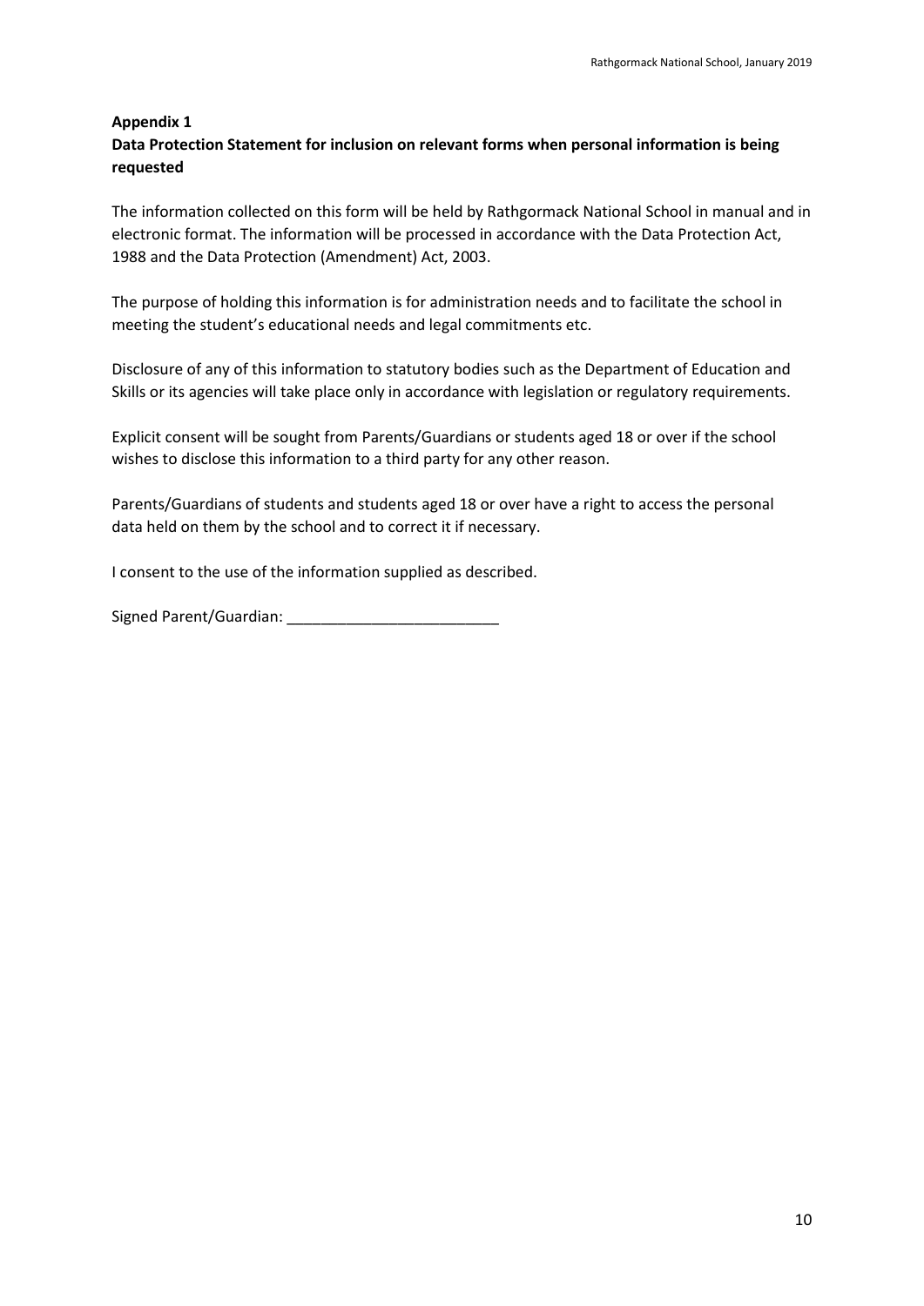**Appendix 1**

**Data Protection Statement for inclusion on relevant forms when personal information is being requested**

The information collected on this form will be held by Rathgormack National School in manual and in electronic format. The information will be processed in accordance with the Data Protection Act, 1988 and the Data Protection (Amendment) Act, 2003.

The purpose of holding this information is for administration needs and to facilitate the school in meeting the student's educational needs and legal commitments etc.

Disclosure of any of this information to statutory bodies such as the Department of Education and Skills or its agencies will take place only in accordance with legislation or regulatory requirements.

Explicit consent will be sought from Parents/Guardians or students aged 18 or over if the school wishes to disclose this information to a third party for any other reason.

Parents/Guardians of students and students aged 18 or over have a right to access the personal data held on them by the school and to correct it if necessary.

I consent to the use of the information supplied as described.

Signed Parent/Guardian: _________________________